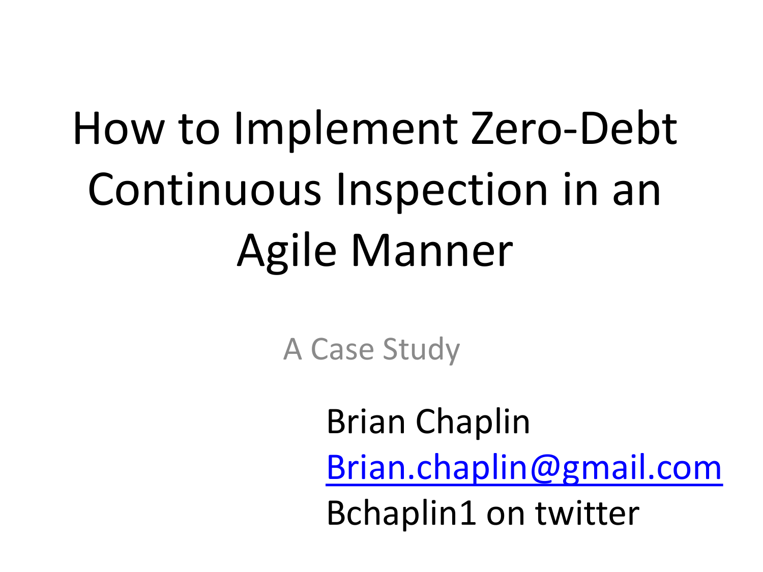# How to Implement Zero-Debt Continuous Inspection in an Agile Manner

A Case Study

Brian Chaplin
Brian.chaplin@gmail.com
Bchaplin1 on twitter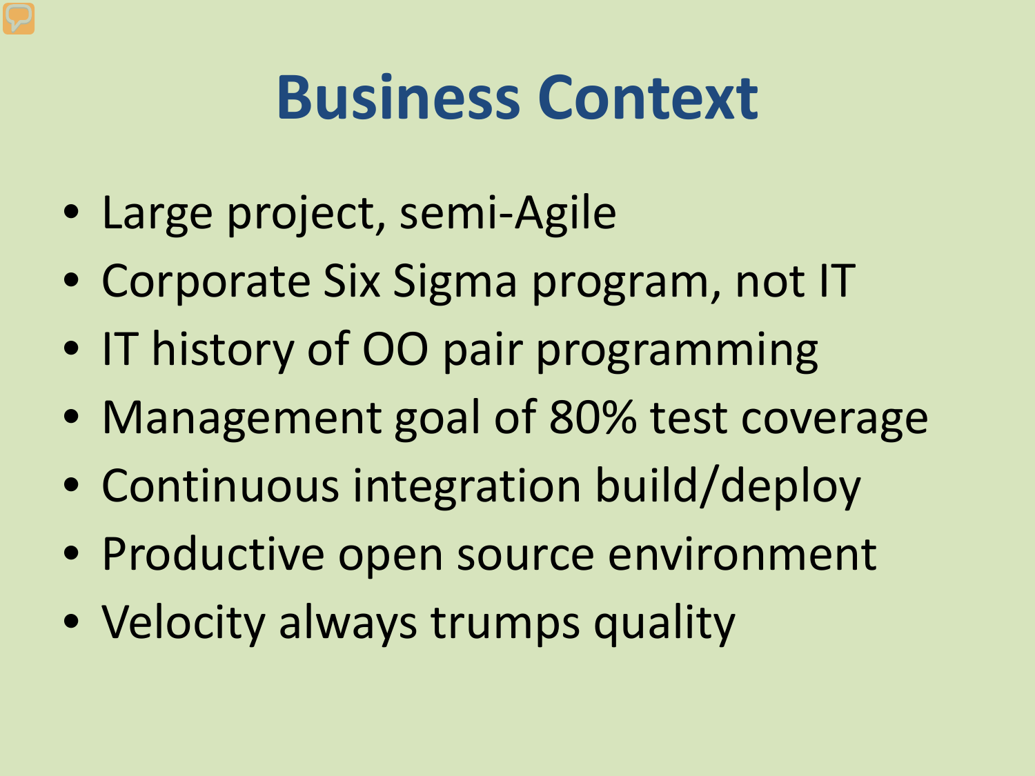# Business Context

- Large project, semi-Agile
- Corporate Six Sigma program, not IT
- IT history of OO pair programming
- Management goal of 80% test coverage
- Continuous integration build/deploy
- Productive open source environment
- Velocity always trumps quality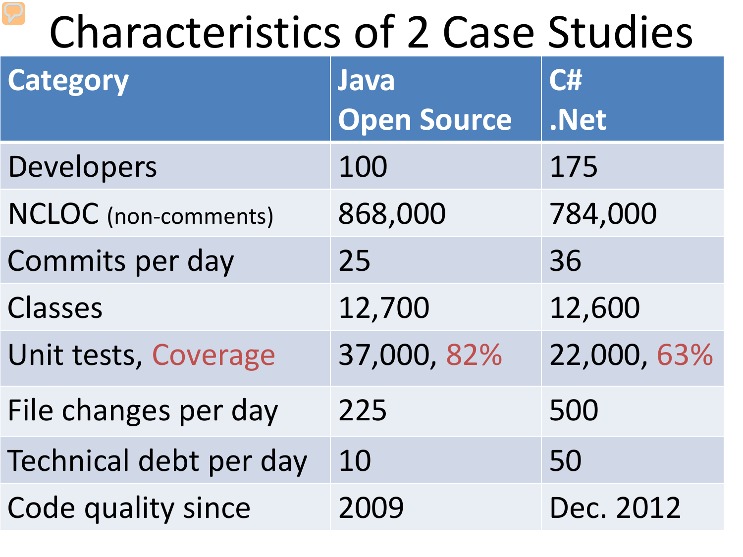# Characteristics of 2 Case Studies

| Category | Java Open Source | C# .Net |
|---|---|---|
| Developers | 100 | 175 |
| NCLOC (non-comments) | 868,000 | 784,000 |
| Commits per day | 25 | 36 |
| Classes | 12,700 | 12,600 |
| Unit tests, Coverage | 37,000, 82% | 22,000, 63% |
| File changes per day | 225 | 500 |
| Technical debt per day | 10 | 50 |
| Code quality since | 2009 | Dec. 2012 |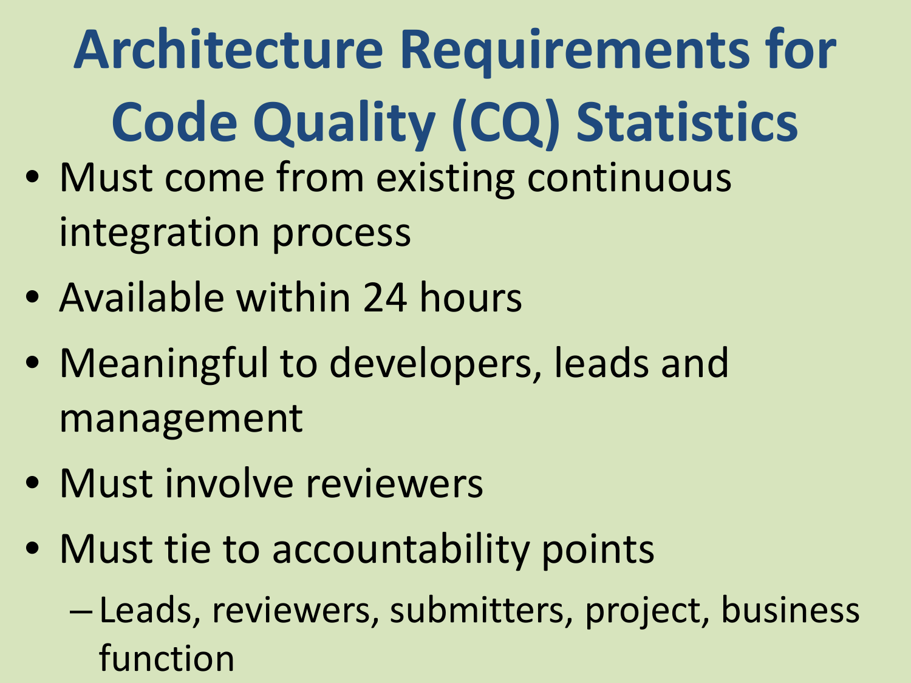# Architecture Requirements for Code Quality (CQ) Statistics

- Must come from existing continuous integration process
- Available within 24 hours
- Meaningful to developers, leads and management
- Must involve reviewers
- Must tie to accountability points
  - Leads, reviewers, submitters, project, business function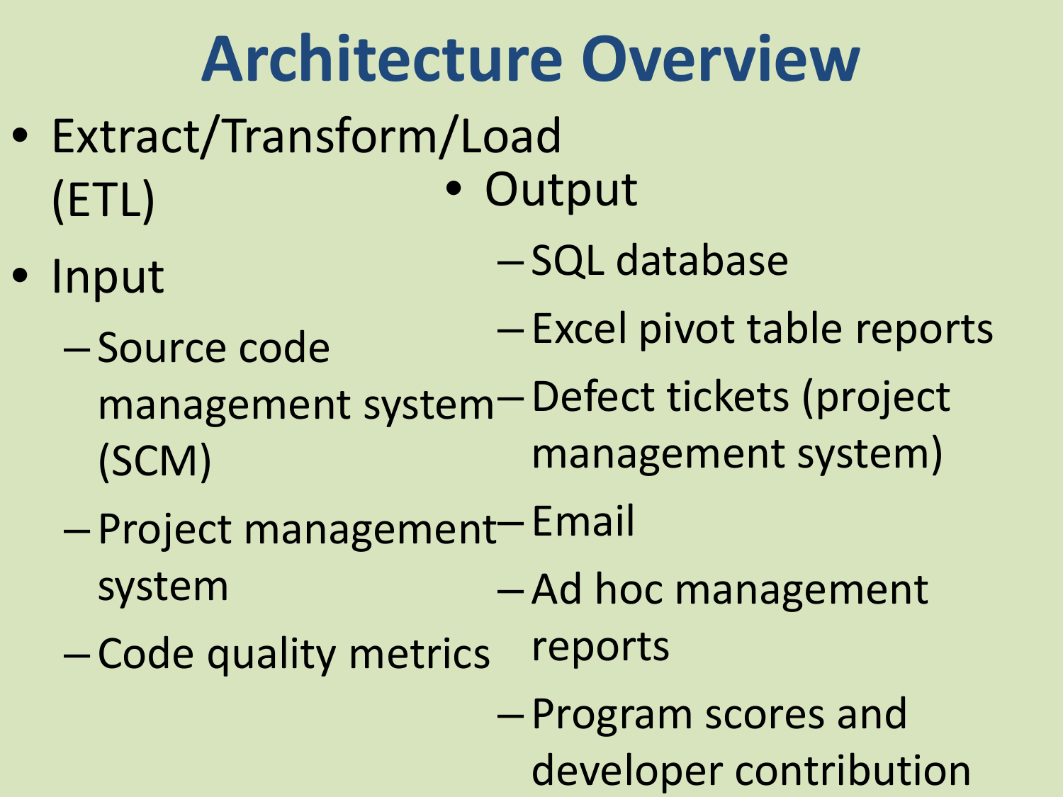# Architecture Overview

- Extract/Transform/Load (ETL)
- Input
  - Source code management system (SCM)
  - Project management system
  - Code quality metrics
- Output
  - SQL database
  - Excel pivot table reports
  - Defect tickets (project management system)
  - Email
  - Ad hoc management reports
  - Program scores and developer contribution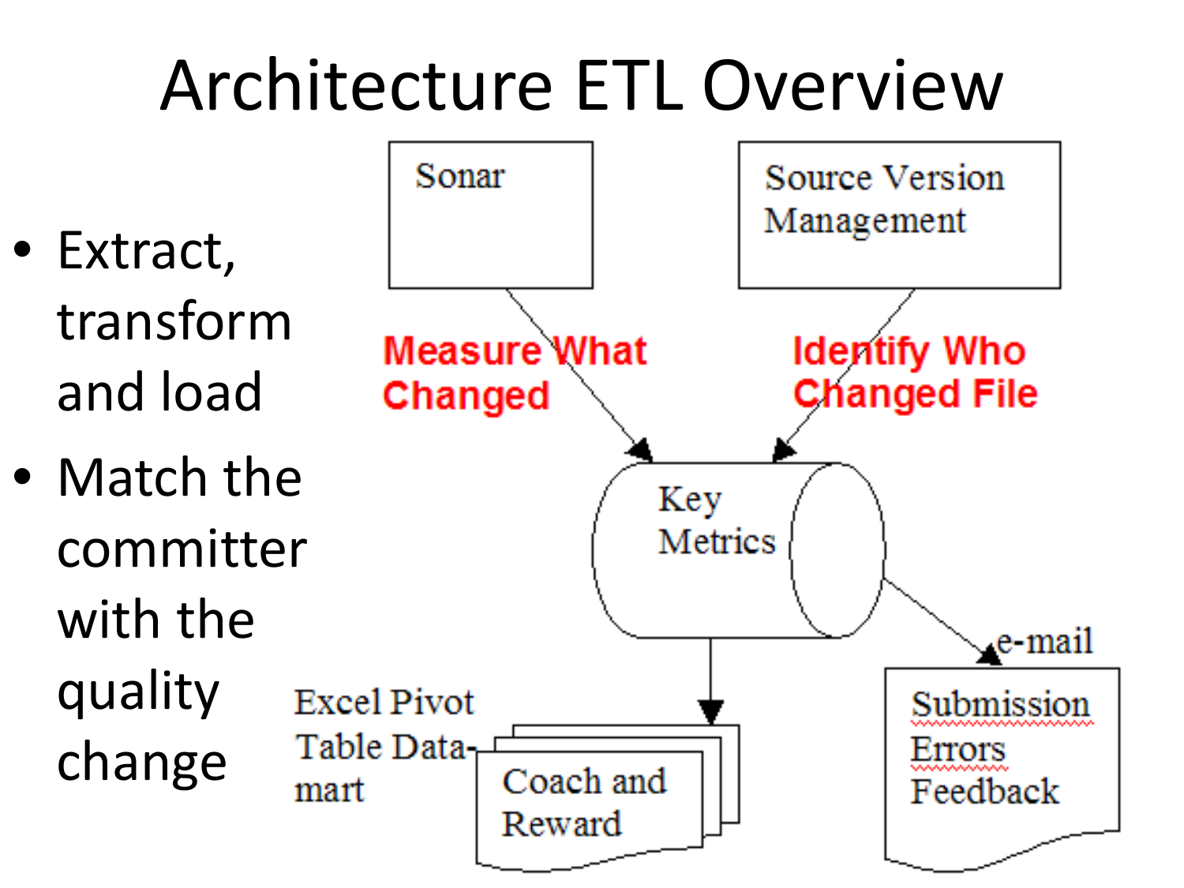# Architecture ETL Overview

- Extract, transform and load
- Match the committer with the quality change

Sonar

Source Version Management

Measure What Changed

Identify Who Changed File

Key Metrics

e-mail

Excel Pivot Table Data-mart

Coach and Reward

Submission Errors Feedback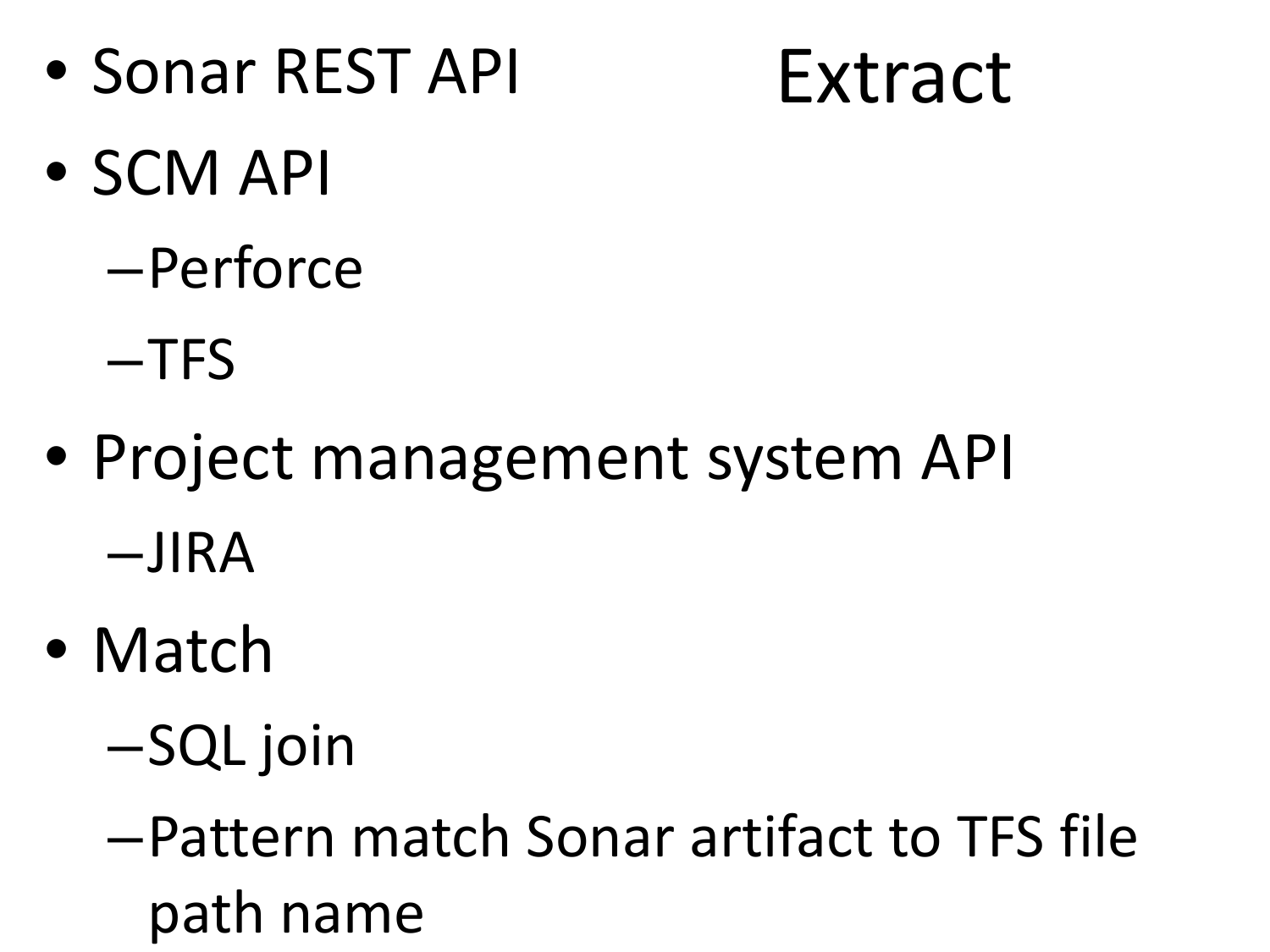# Extract

- Sonar REST API
- SCM API
  - Perforce
  - TFS
- Project management system API
  - JIRA
- Match
  - SQL join
  - Pattern match Sonar artifact to TFS file path name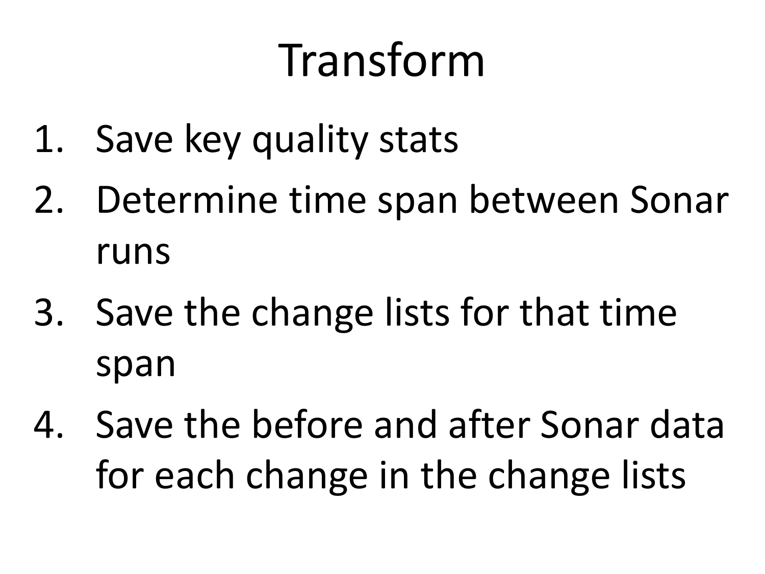# Transform

1. Save key quality stats
2. Determine time span between Sonar runs
3. Save the change lists for that time span
4. Save the before and after Sonar data for each change in the change lists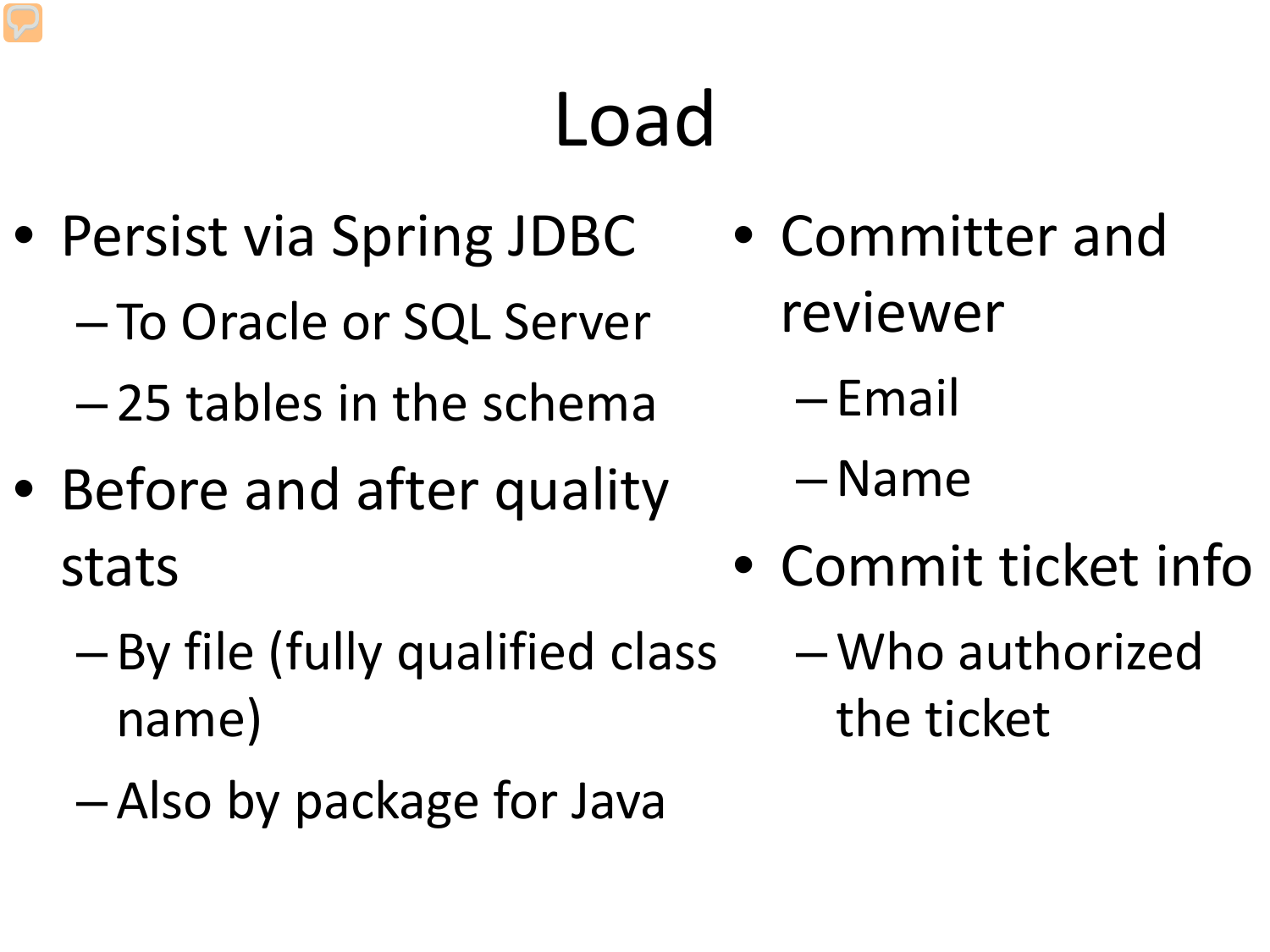# Load

- Persist via Spring JDBC
  - To Oracle or SQL Server
  - 25 tables in the schema
- Before and after quality stats
  - By file (fully qualified class name)
  - Also by package for Java
- Committer and reviewer
  - Email
  - Name
- Commit ticket info
  - Who authorized the ticket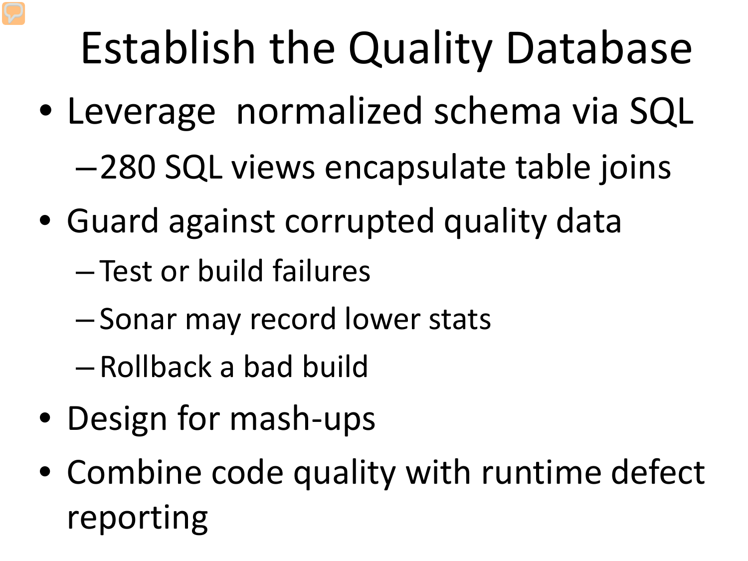# Establish the Quality Database

- Leverage normalized schema via SQL
  - 280 SQL views encapsulate table joins
- Guard against corrupted quality data
  - Test or build failures
  - Sonar may record lower stats
  - Rollback a bad build
- Design for mash-ups
- Combine code quality with runtime defect reporting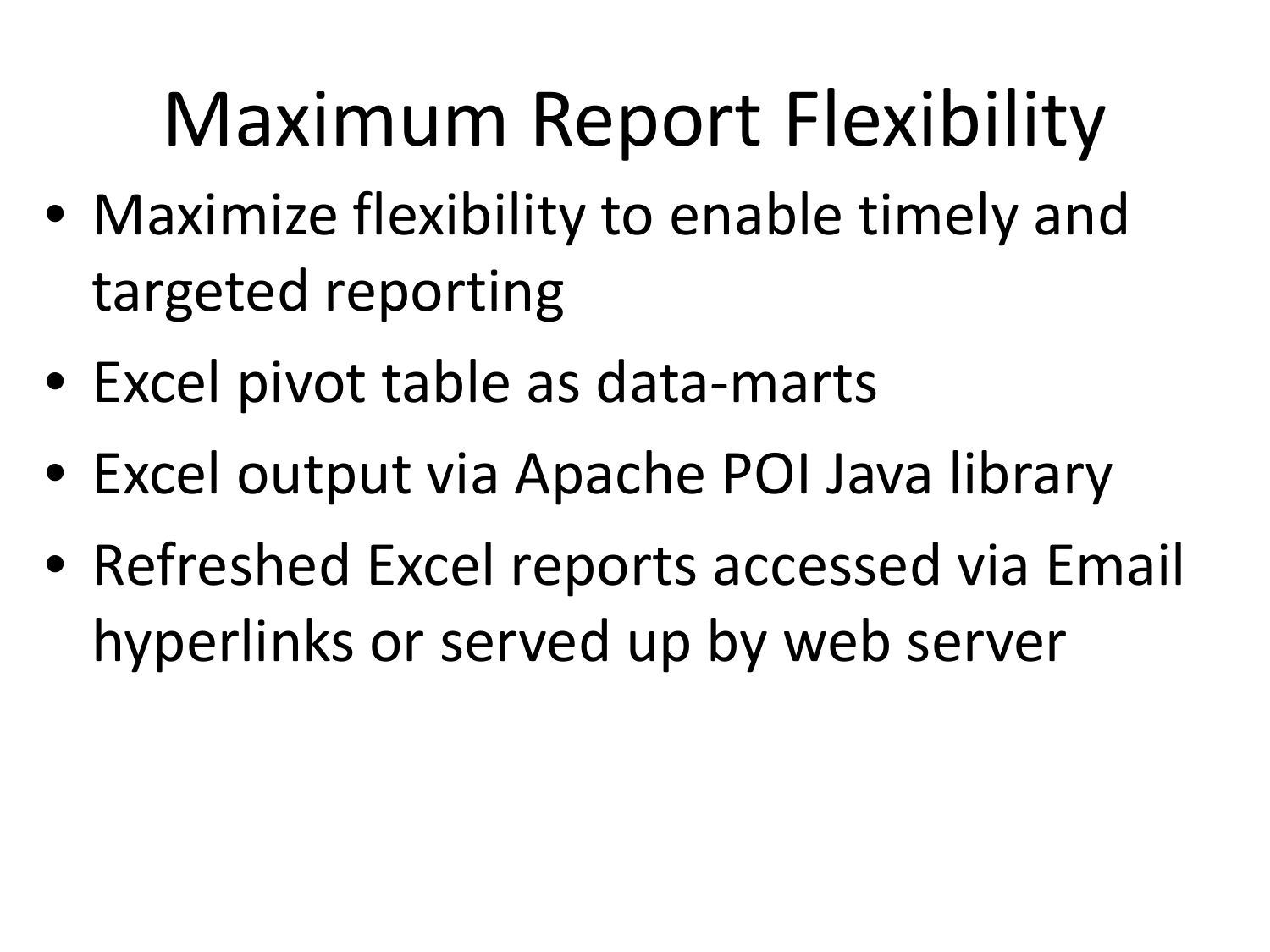# Maximum Report Flexibility

- Maximize flexibility to enable timely and targeted reporting
- Excel pivot table as data-marts
- Excel output via Apache POI Java library
- Refreshed Excel reports accessed via Email hyperlinks or served up by web server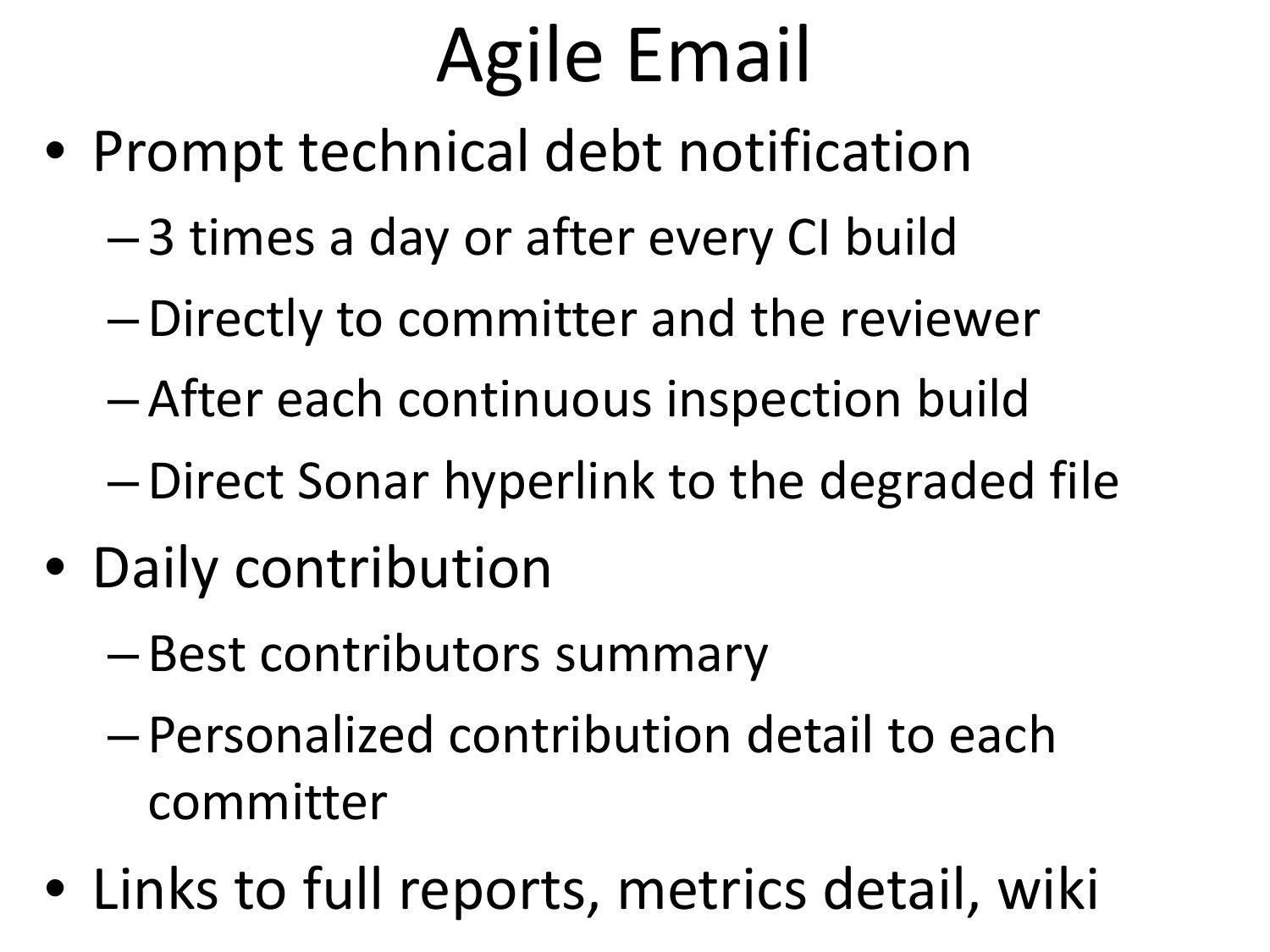# Agile Email

- Prompt technical debt notification
  - 3 times a day or after every CI build
  - Directly to committer and the reviewer
  - After each continuous inspection build
  - Direct Sonar hyperlink to the degraded file
- Daily contribution
  - Best contributors summary
  - Personalized contribution detail to each committer
- Links to full reports, metrics detail, wiki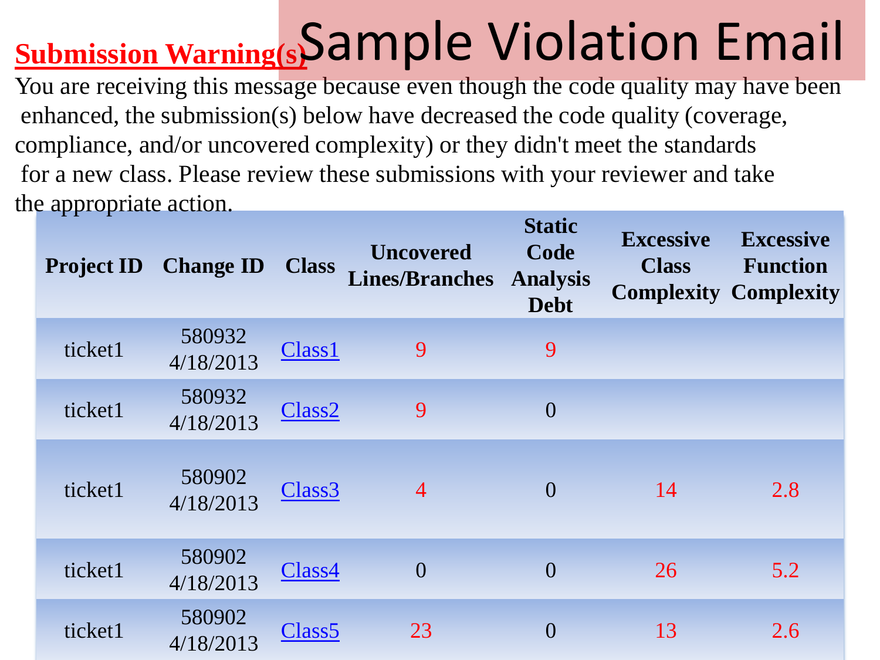# Sample Violation Email

**Submission Warning(s)**

You are receiving this message because even though the code quality may have been enhanced, the submission(s) below have decreased the code quality (coverage, compliance, and/or uncovered complexity) or they didn't meet the standards for a new class. Please review these submissions with your reviewer and take the appropriate action.

| Project ID | Change ID | Class | Uncovered Lines/Branches | Static Code Analysis Debt | Excessive Class Complexity | Excessive Function Complexity |
|---|---|---|---|---|---|---|
| ticket1 | 580932 4/18/2013 | Class1 | 9 | 9 | | |
| ticket1 | 580932 4/18/2013 | Class2 | 9 | 0 | | |
| ticket1 | 580902 4/18/2013 | Class3 | 4 | 0 | 14 | 2.8 |
| ticket1 | 580902 4/18/2013 | Class4 | 0 | 0 | 26 | 5.2 |
| ticket1 | 580902 4/18/2013 | Class5 | 23 | 0 | 13 | 2.6 |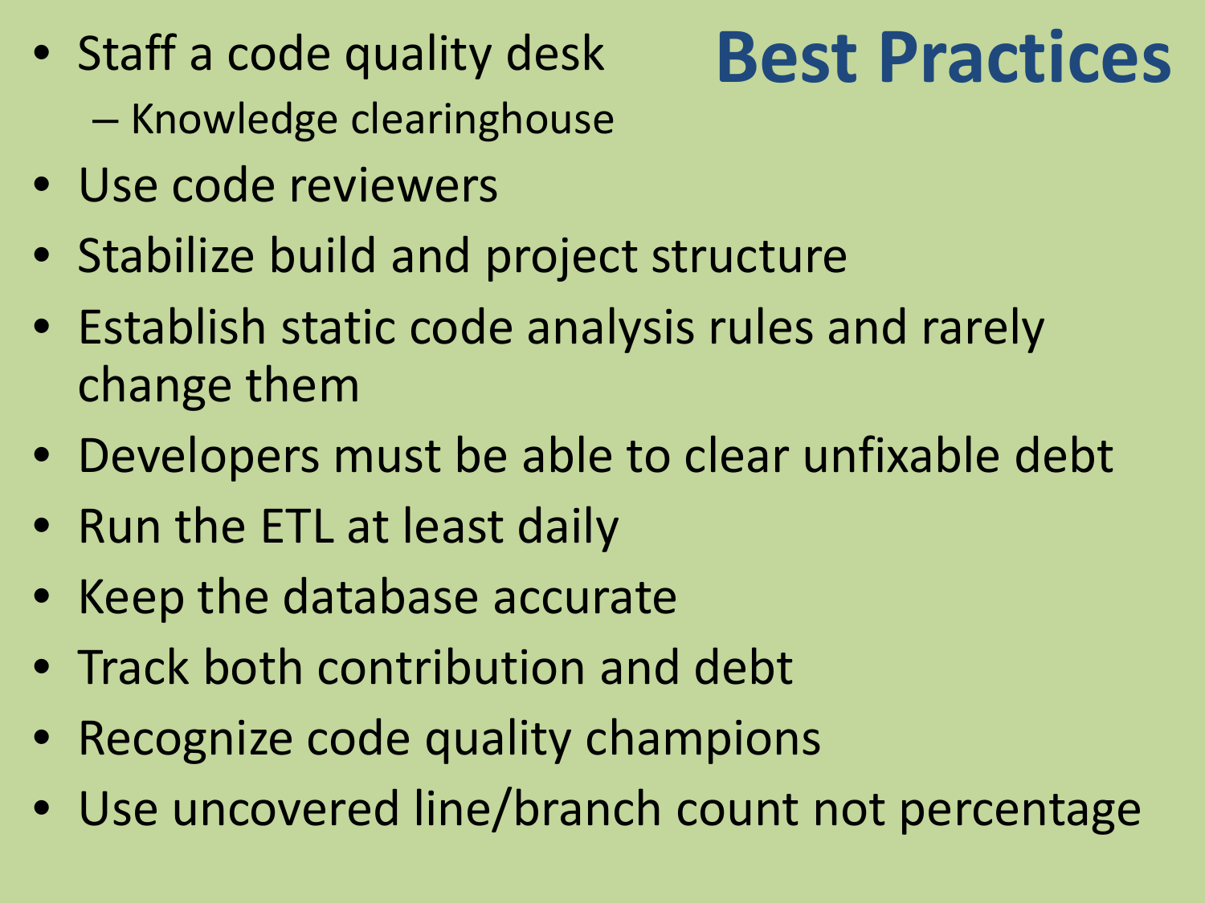# Best Practices

- Staff a code quality desk
  - Knowledge clearinghouse
- Use code reviewers
- Stabilize build and project structure
- Establish static code analysis rules and rarely change them
- Developers must be able to clear unfixable debt
- Run the ETL at least daily
- Keep the database accurate
- Track both contribution and debt
- Recognize code quality champions
- Use uncovered line/branch count not percentage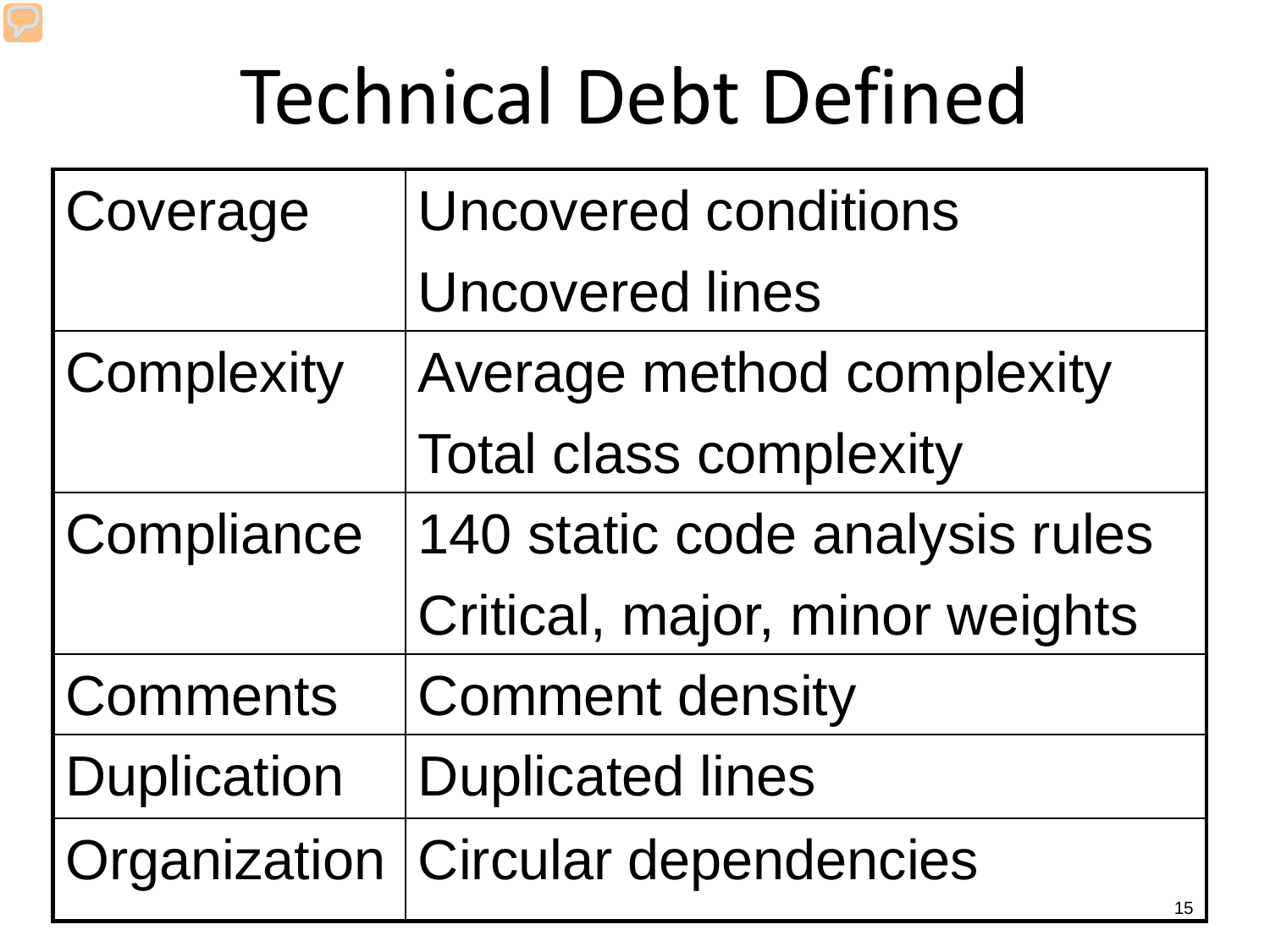# Technical Debt Defined

| | |
|---|---|
| Coverage | Uncovered conditions<br>Uncovered lines |
| Complexity | Average method complexity<br>Total class complexity |
| Compliance | 140 static code analysis rules<br>Critical, major, minor weights |
| Comments | Comment density |
| Duplication | Duplicated lines |
| Organization | Circular dependencies |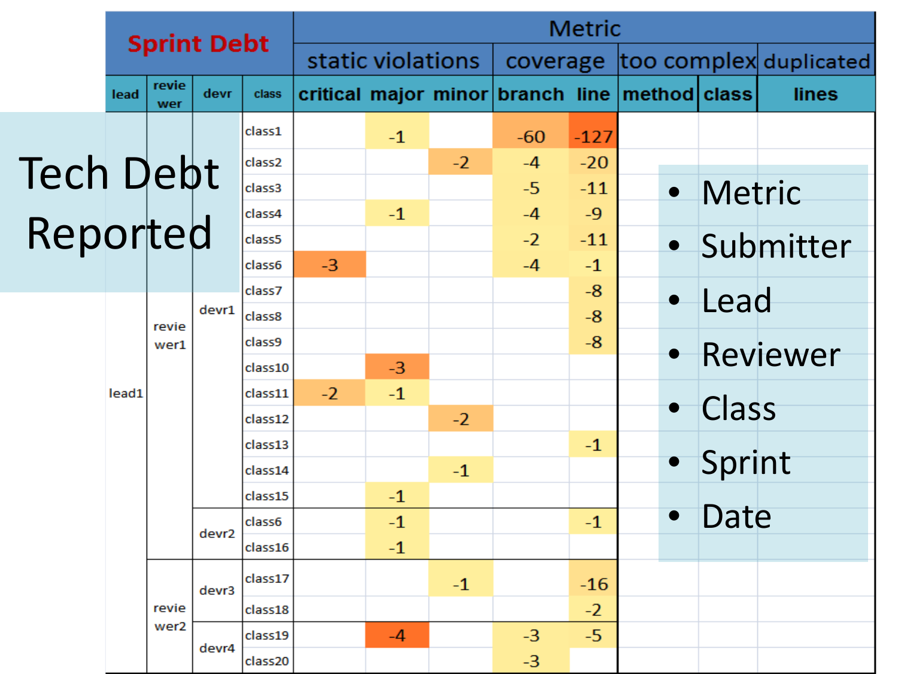# Tech Debt Reported

- Metric
- Submitter
- Lead
- Reviewer
- Class
- Sprint
- Date

| **Sprint Debt** | | | | Metric | | | | | | | | |
|---|---|---|---|---|---|---|---|---|---|---|---|---|
| | | | | static violations | | | coverage | | too complex | | duplicated |
| lead | reviewer | devr | class | critical | major | minor | branch | line | method | class | lines |
| lead1 | reviewer1 | devr1 | class1 | | -1 | | -60 | -127 | | | |
| | | | class2 | | | -2 | -4 | -20 | | | |
| | | | class3 | | | | -5 | -11 | | | |
| | | | class4 | | -1 | | -4 | -9 | | | |
| | | | class5 | | | | -2 | -11 | | | |
| | | | class6 | -3 | | | -4 | -1 | | | |
| | | | class7 | | | | | -8 | | | |
| | | | class8 | | | | | -8 | | | |
| | | | class9 | | | | | -8 | | | |
| | | | class10 | | -3 | | | | | | |
| | | | class11 | -2 | -1 | | | | | | |
| | | | class12 | | | -2 | | | | | |
| | | | class13 | | | | | -1 | | | |
| | | | class14 | | | -1 | | | | | |
| | | | class15 | | -1 | | | | | | |
| | | devr2 | class6 | | -1 | | | -1 | | | |
| | | | class16 | | -1 | | | | | | |
| | reviewer2 | devr3 | class17 | | | -1 | | -16 | | | |
| | | | class18 | | | | | -2 | | | |
| | | devr4 | class19 | | -4 | | -3 | -5 | | | |
| | | | class20 | | | | -3 | | | | |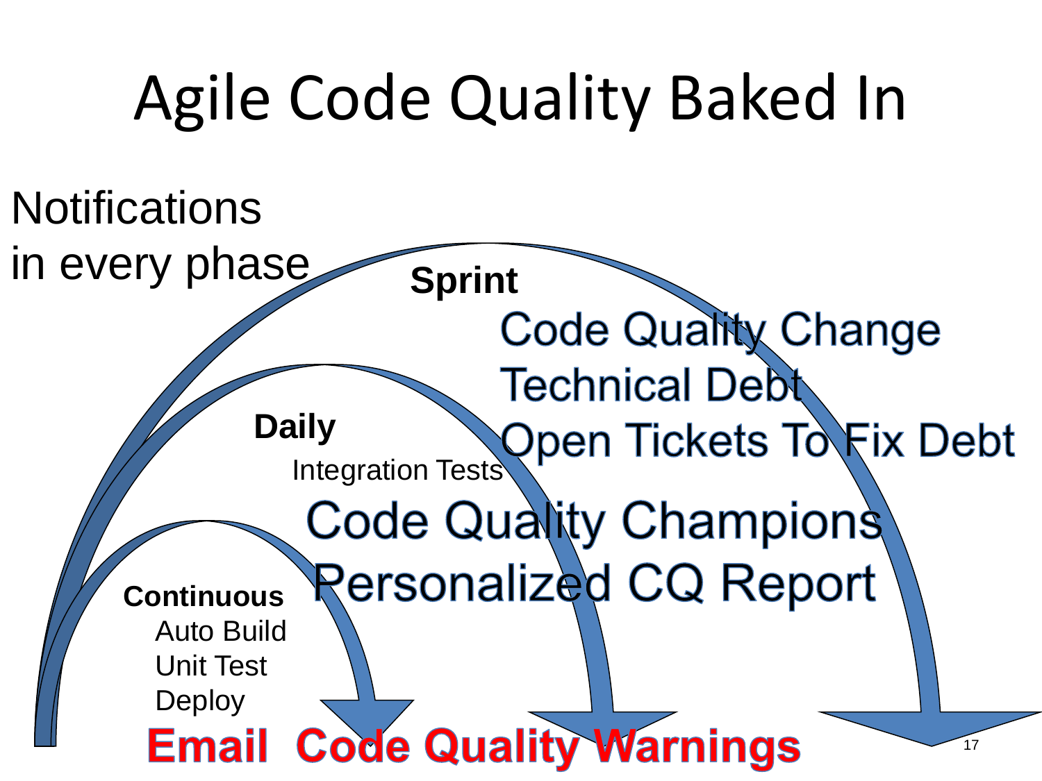# Agile Code Quality Baked In

Notifications in every phase

**Sprint**

Code Quality Change
Technical Debt
Open Tickets To Fix Debt

**Daily**

Integration Tests

Code Quality Champions
Personalized CQ Report

**Continuous**

Auto Build
Unit Test
Deploy

**Email Code Quality Warnings**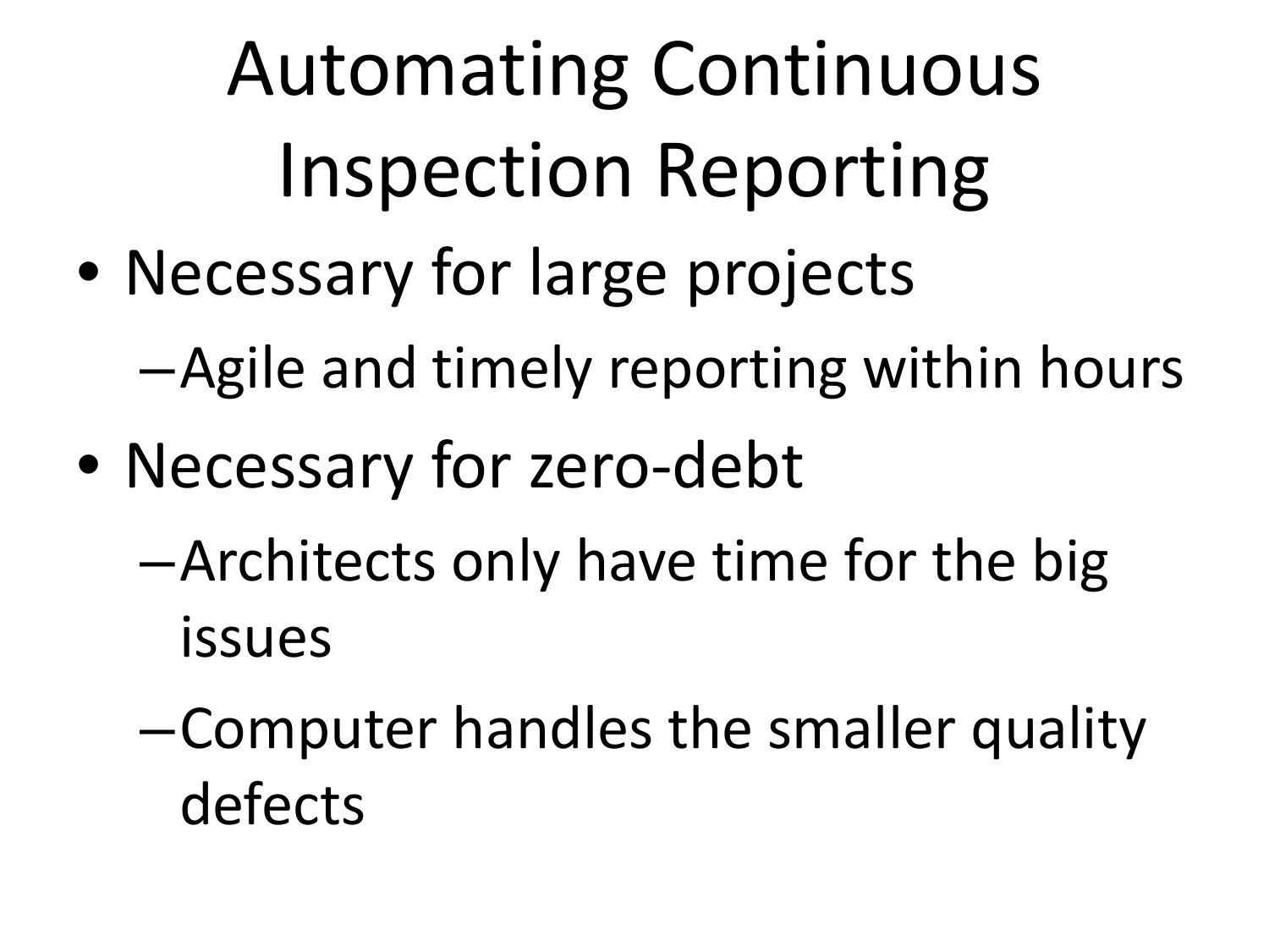# Automating Continuous Inspection Reporting

- Necessary for large projects
  - Agile and timely reporting within hours
- Necessary for zero-debt
  - Architects only have time for the big issues
  - Computer handles the smaller quality defects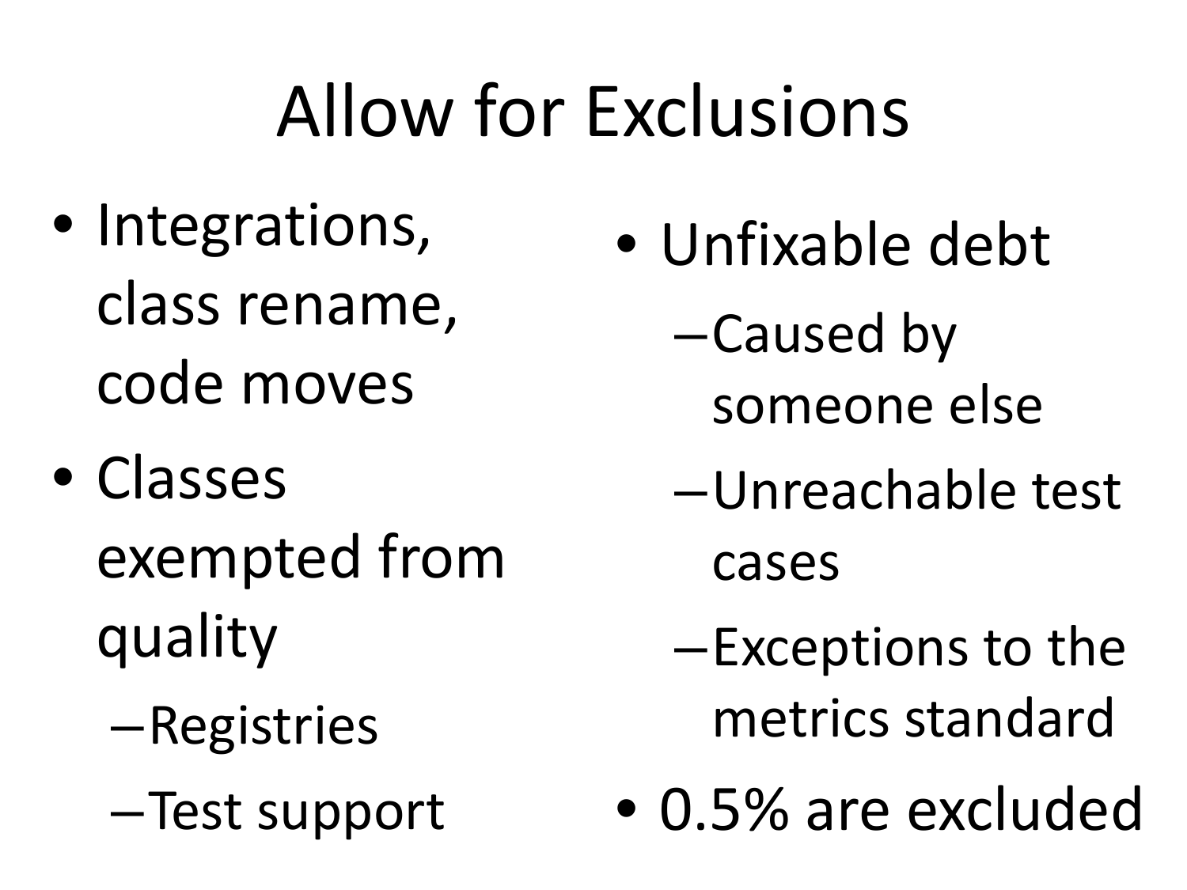# Allow for Exclusions

- Integrations, class rename, code moves
- Classes exempted from quality
  - Registries
  - Test support
- Unfixable debt
  - Caused by someone else
  - Unreachable test cases
  - Exceptions to the metrics standard
- 0.5% are excluded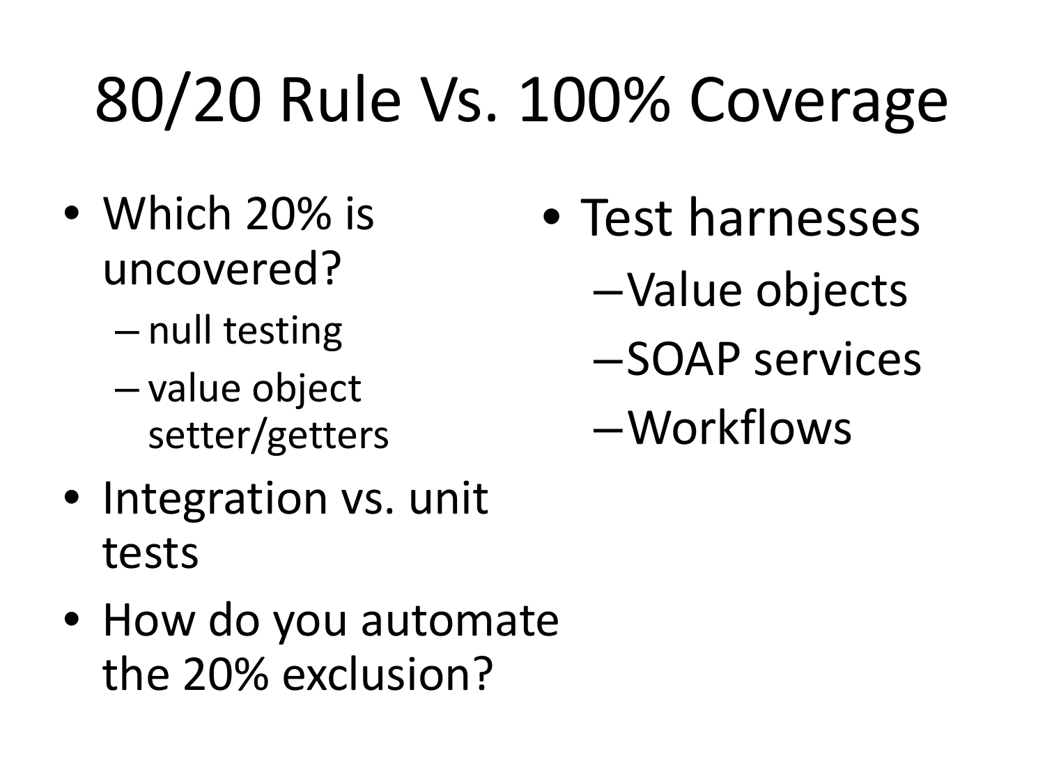# 80/20 Rule Vs. 100% Coverage

- Which 20% is uncovered?
  - null testing
  - value object setter/getters
- Integration vs. unit tests
- How do you automate the 20% exclusion?
- Test harnesses
  - Value objects
  - SOAP services
  - Workflows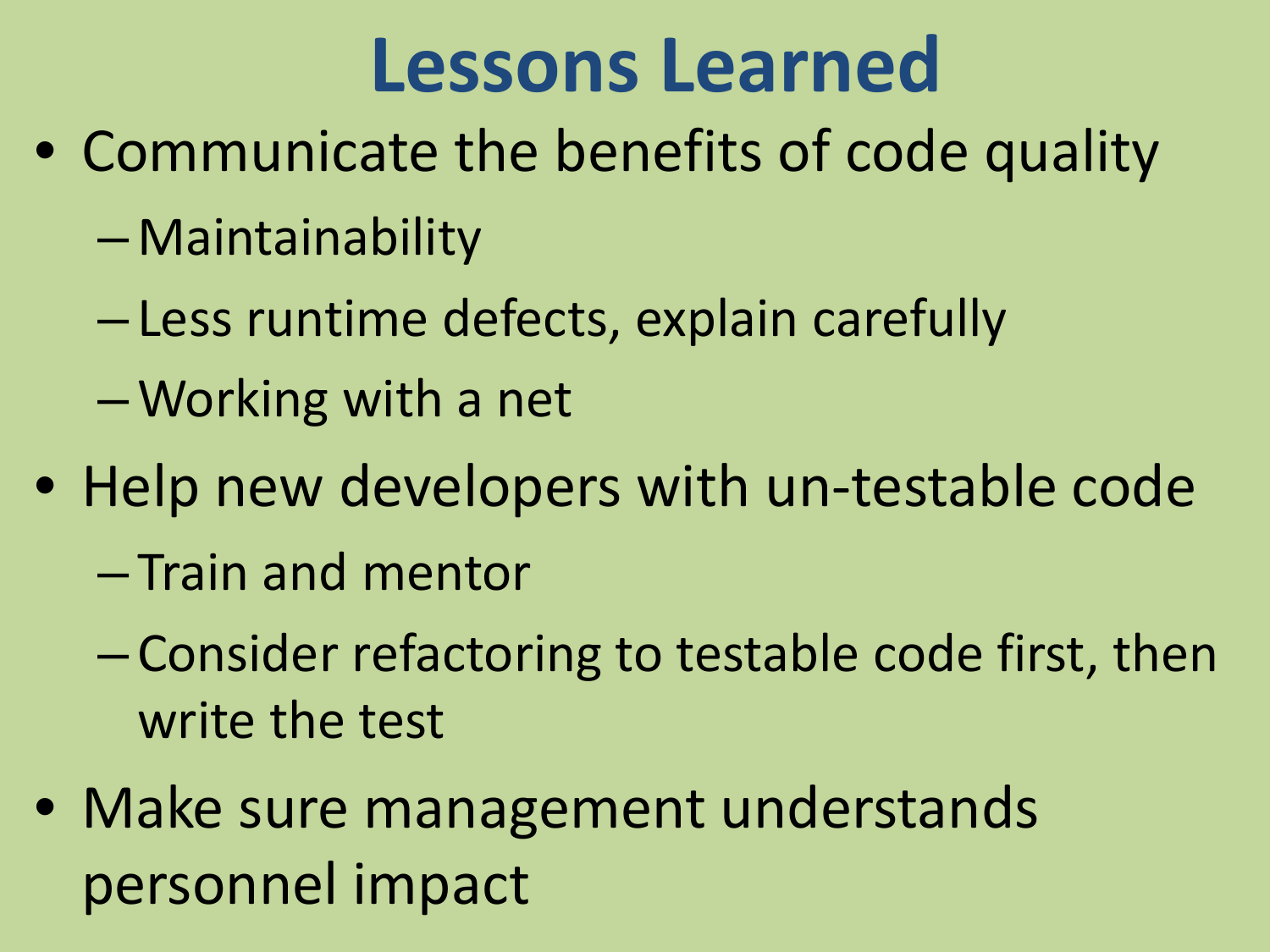# Lessons Learned

- Communicate the benefits of code quality
  - Maintainability
  - Less runtime defects, explain carefully
  - Working with a net
- Help new developers with un-testable code
  - Train and mentor
  - Consider refactoring to testable code first, then write the test
- Make sure management understands personnel impact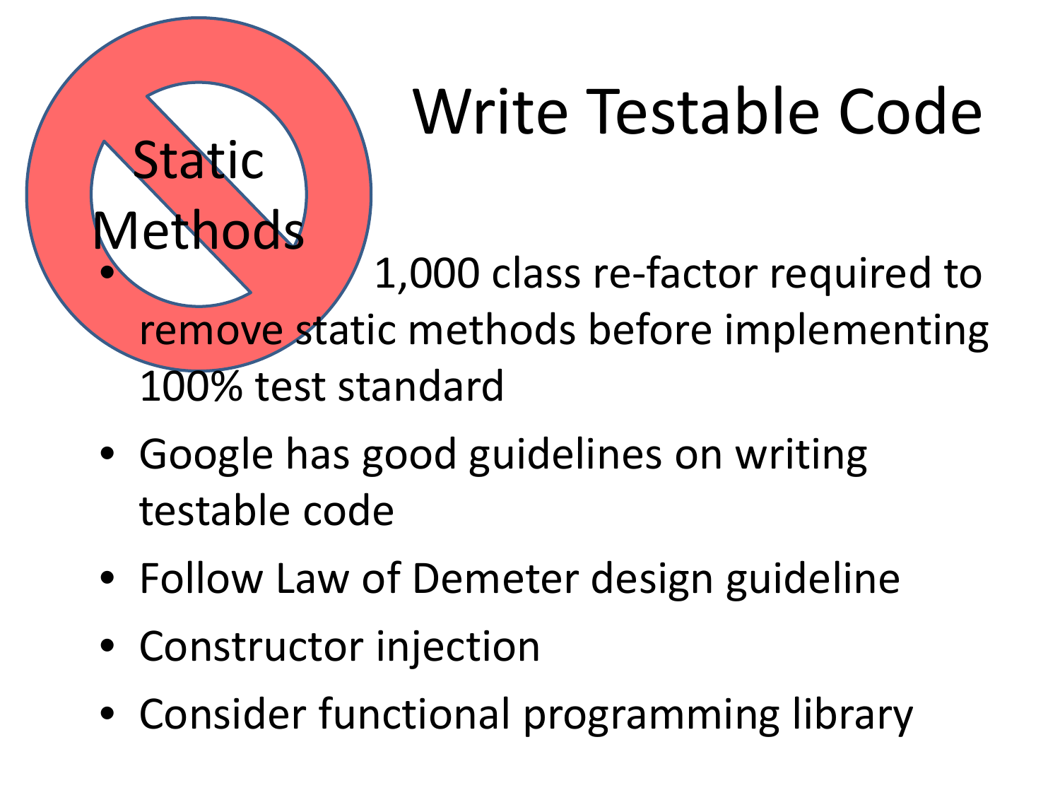# Write Testable Code

Static Methods

- 1,000 class re-factor required to remove static methods before implementing 100% test standard
- Google has good guidelines on writing testable code
- Follow Law of Demeter design guideline
- Constructor injection
- Consider functional programming library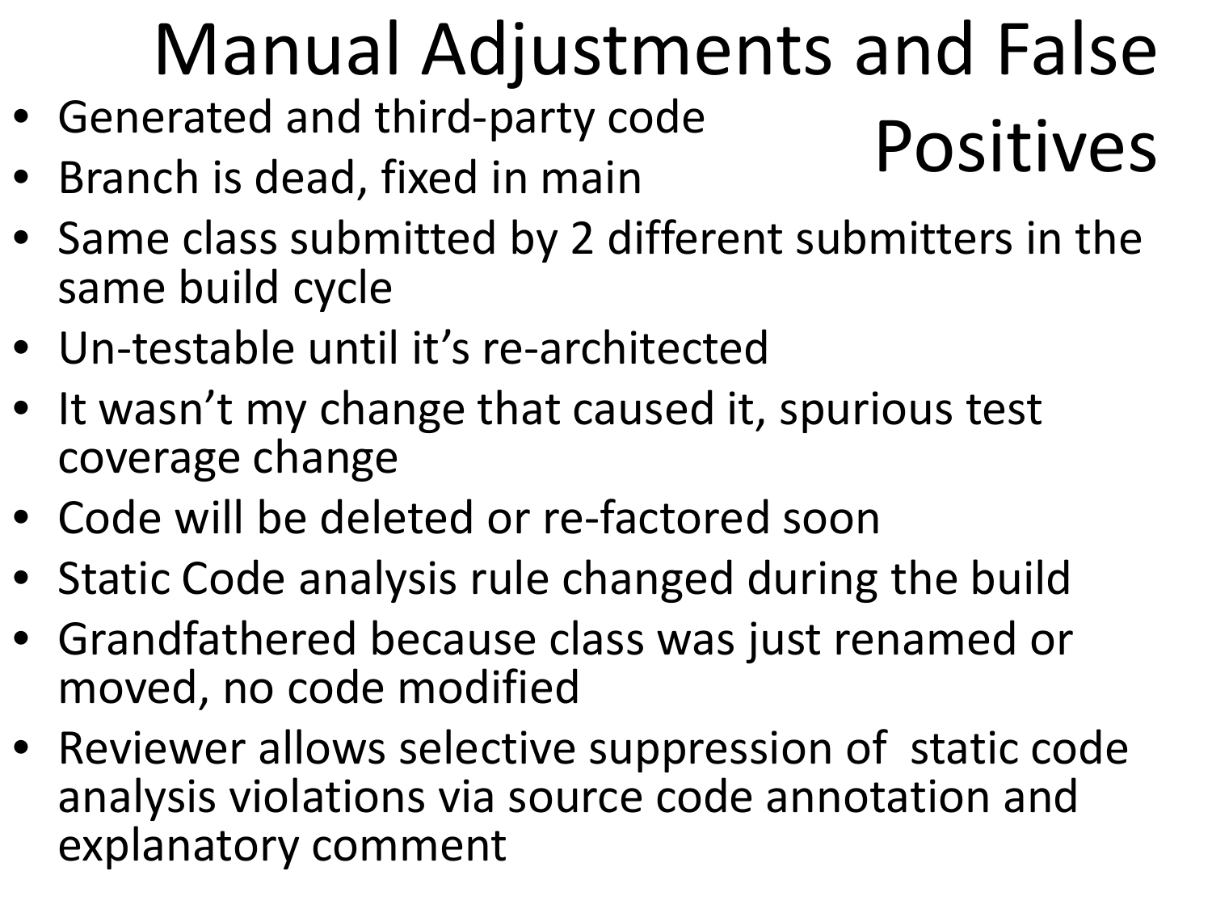# Manual Adjustments and False Positives

- Generated and third-party code
- Branch is dead, fixed in main
- Same class submitted by 2 different submitters in the same build cycle
- Un-testable until it's re-architected
- It wasn't my change that caused it, spurious test coverage change
- Code will be deleted or re-factored soon
- Static Code analysis rule changed during the build
- Grandfathered because class was just renamed or moved, no code modified
- Reviewer allows selective suppression of static code analysis violations via source code annotation and explanatory comment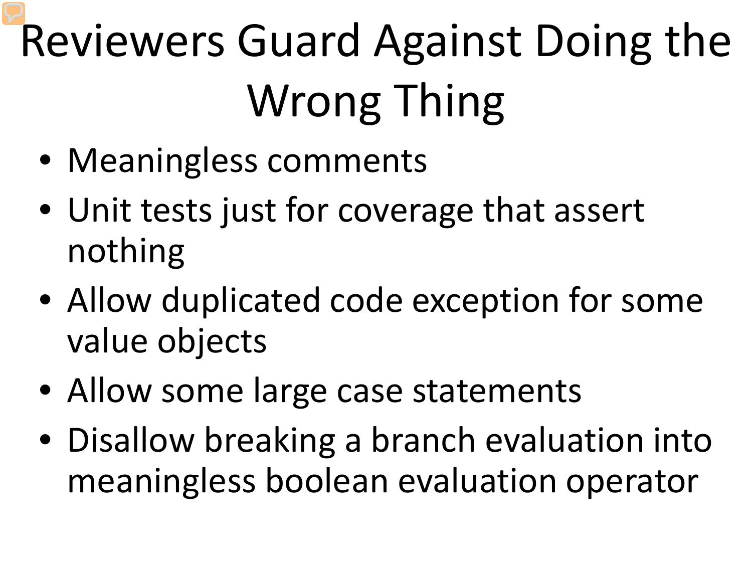# Reviewers Guard Against Doing the Wrong Thing

- Meaningless comments
- Unit tests just for coverage that assert nothing
- Allow duplicated code exception for some value objects
- Allow some large case statements
- Disallow breaking a branch evaluation into meaningless boolean evaluation operator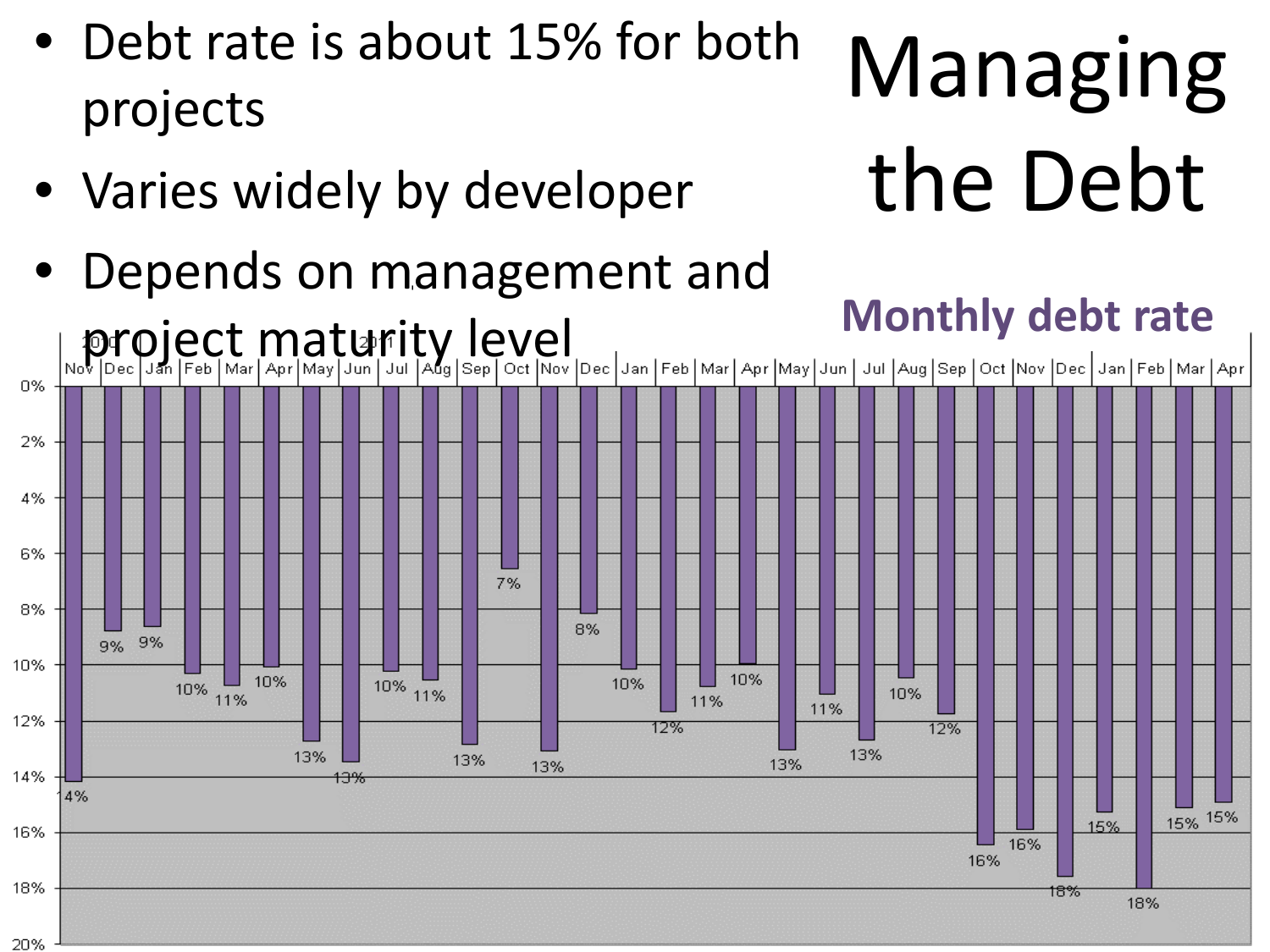# Managing the Debt

- Debt rate is about 15% for both projects
- Varies widely by developer
- Depends on management and project maturity level

**Monthly debt rate**

| 2010 Nov | Dec | 2011 Jan | Feb | Mar | Apr | May | Jun | Jul | Aug | Sep | Oct | Nov | Dec | Jan | Feb | Mar | Apr | May | Jun | Jul | Aug | Sep | Oct | Nov | Dec | Jan | Feb | Mar | Apr |
|---|---|---|---|---|---|---|---|---|---|---|---|---|---|---|---|---|---|---|---|---|---|---|---|---|---|---|---|---|---|
| 14% | 9% | 9% | 10% | 11% | 10% | 13% | 13% | 10% | 11% | 13% | 7% | 13% | 8% | 10% | 12% | 11% | 10% | 13% | 11% | 13% | 10% | 12% | 16% | 16% | 18% | 15% | 18% | 15% | 15% |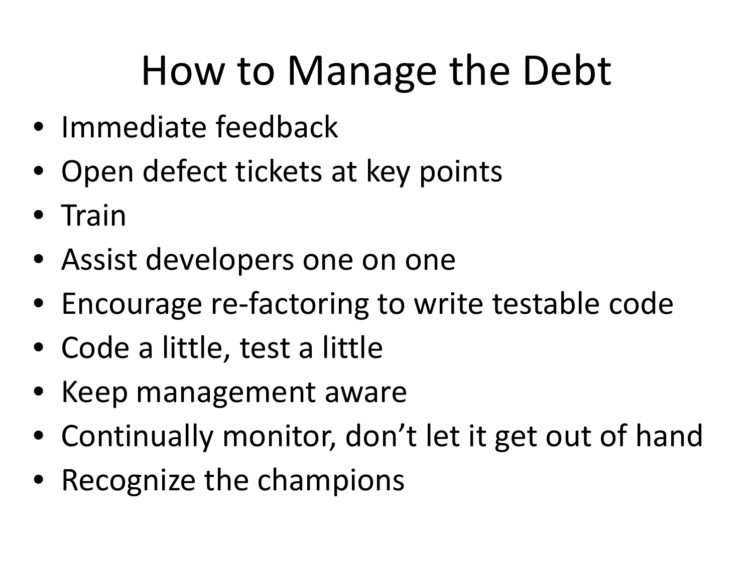# How to Manage the Debt

- Immediate feedback
- Open defect tickets at key points
- Train
- Assist developers one on one
- Encourage re-factoring to write testable code
- Code a little, test a little
- Keep management aware
- Continually monitor, don’t let it get out of hand
- Recognize the champions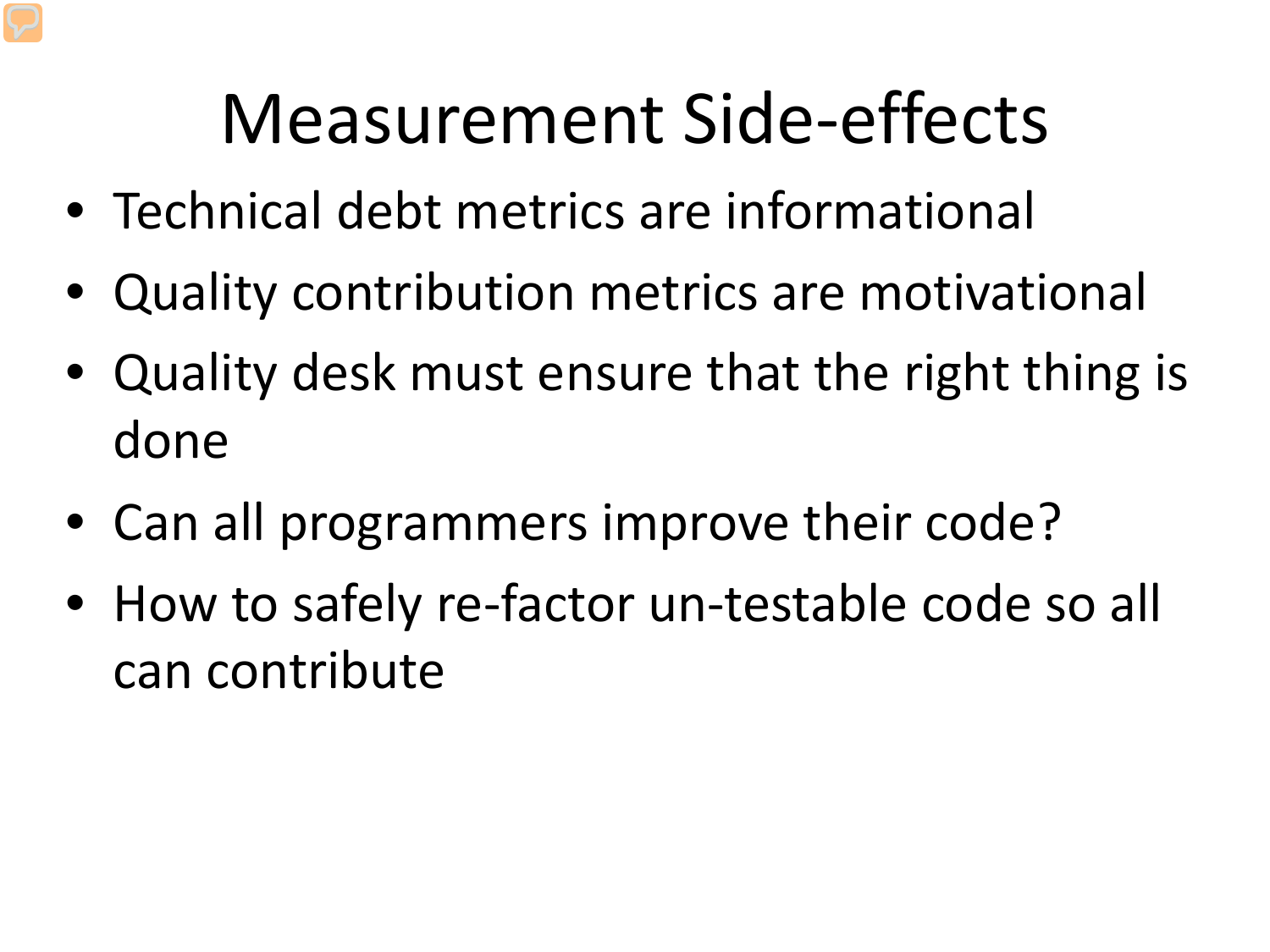# Measurement Side-effects

- Technical debt metrics are informational
- Quality contribution metrics are motivational
- Quality desk must ensure that the right thing is done
- Can all programmers improve their code?
- How to safely re-factor un-testable code so all can contribute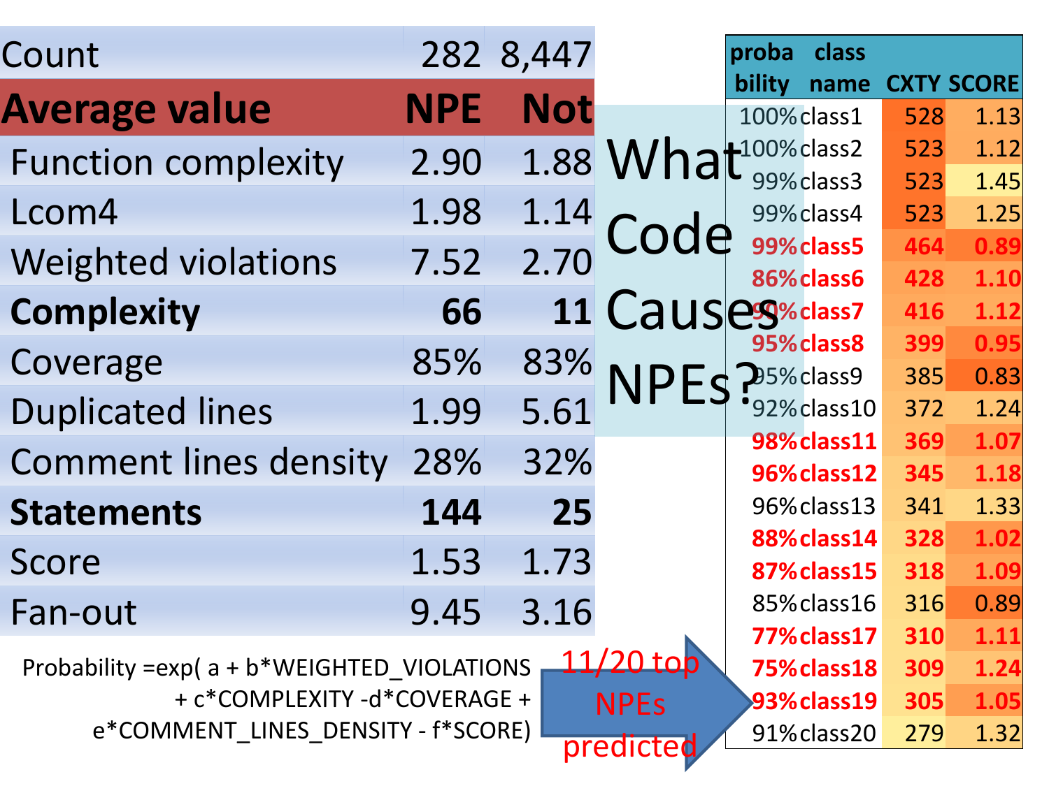# What Code Causes NPEs?

| Count | 282 | 8,447 |
|---|---|---|
| **Average value** | **NPE** | **Not** |
| Function complexity | 2.90 | 1.88 |
| Lcom4 | 1.98 | 1.14 |
| Weighted violations | 7.52 | 2.70 |
| **Complexity** | **66** | **11** |
| Coverage | 85% | 83% |
| Duplicated lines | 1.99 | 5.61 |
| Comment lines density | 28% | 32% |
| **Statements** | **144** | **25** |
| Score | 1.53 | 1.73 |
| Fan-out | 9.45 | 3.16 |

Probability =exp( a + b*WEIGHTED_VIOLATIONS + c*COMPLEXITY -d*COVERAGE + e*COMMENT_LINES_DENSITY - f*SCORE)

11/20 top NPEs predicted

| probability | class name | CXTY | SCORE |
|---|---|---|---|
| 100% | class1 | 528 | 1.13 |
| 100% | class2 | 523 | 1.12 |
| 99% | class3 | 523 | 1.45 |
| 99% | class4 | 523 | 1.25 |
| **99%** | **class5** | **464** | **0.89** |
| **86%** | **class6** | **428** | **1.10** |
| **90%** | **class7** | **416** | **1.12** |
| **95%** | **class8** | **399** | **0.95** |
| 95% | class9 | 385 | 0.83 |
| 92% | class10 | 372 | 1.24 |
| **98%** | **class11** | **369** | **1.07** |
| **96%** | **class12** | **345** | **1.18** |
| 96% | class13 | 341 | 1.33 |
| **88%** | **class14** | **328** | **1.02** |
| **87%** | **class15** | **318** | **1.09** |
| 85% | class16 | 316 | 0.89 |
| **77%** | **class17** | **310** | **1.11** |
| **75%** | **class18** | **309** | **1.24** |
| **93%** | **class19** | **305** | **1.05** |
| 91% | class20 | 279 | 1.32 |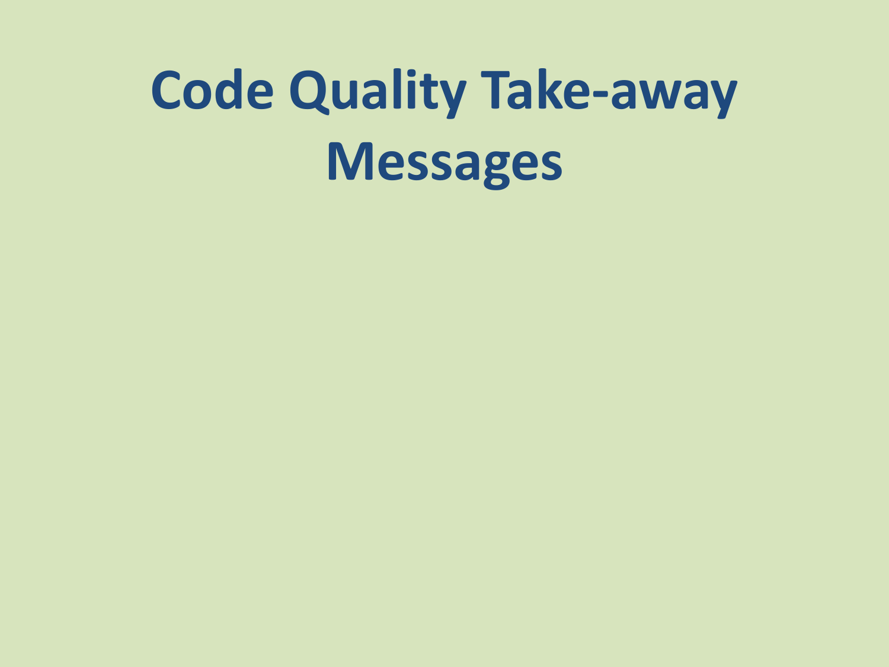# Code Quality Take-away Messages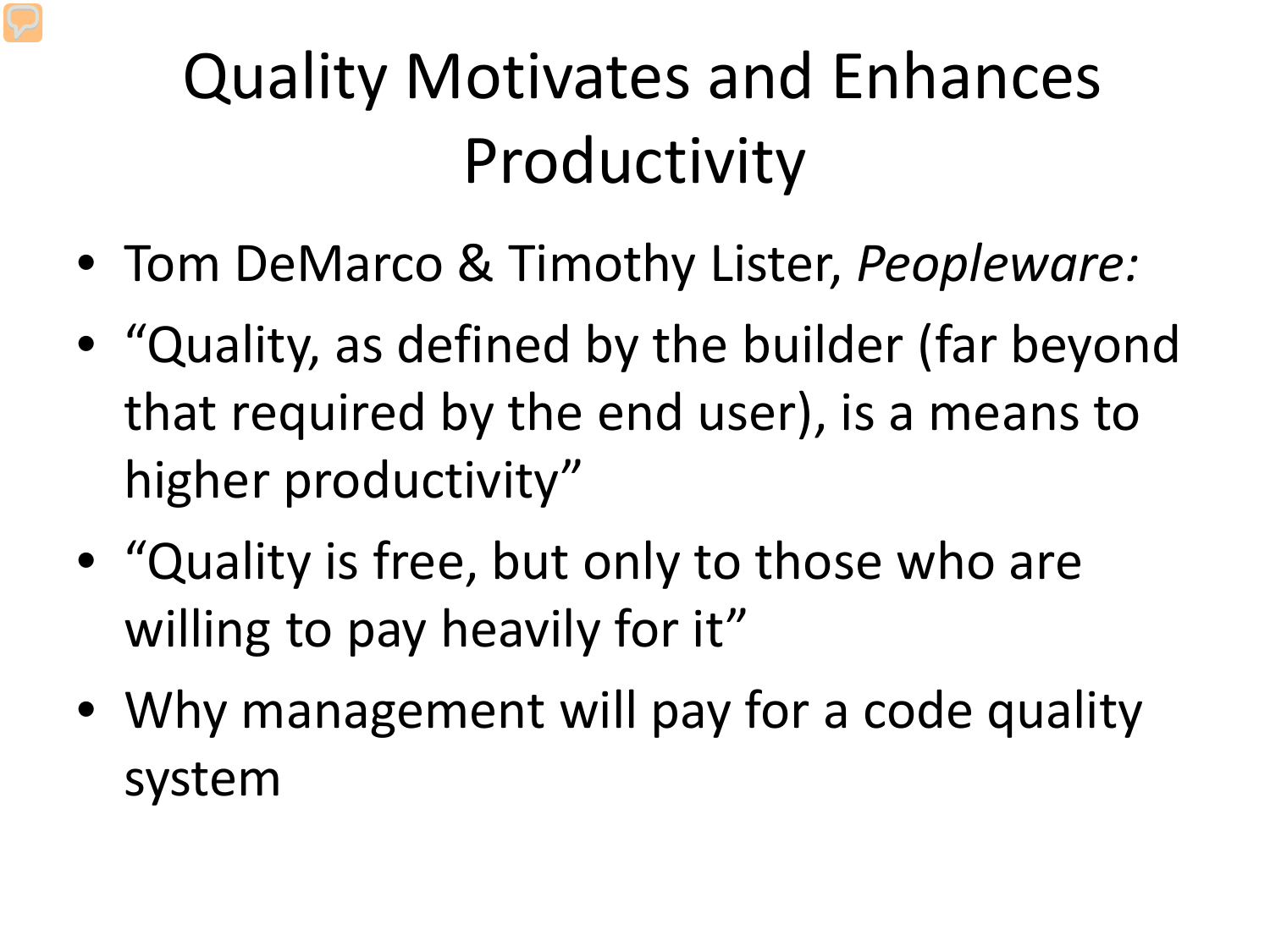# Quality Motivates and Enhances Productivity

- Tom DeMarco & Timothy Lister, *Peopleware:*
- "Quality, as defined by the builder (far beyond that required by the end user), is a means to higher productivity"
- "Quality is free, but only to those who are willing to pay heavily for it"
- Why management will pay for a code quality system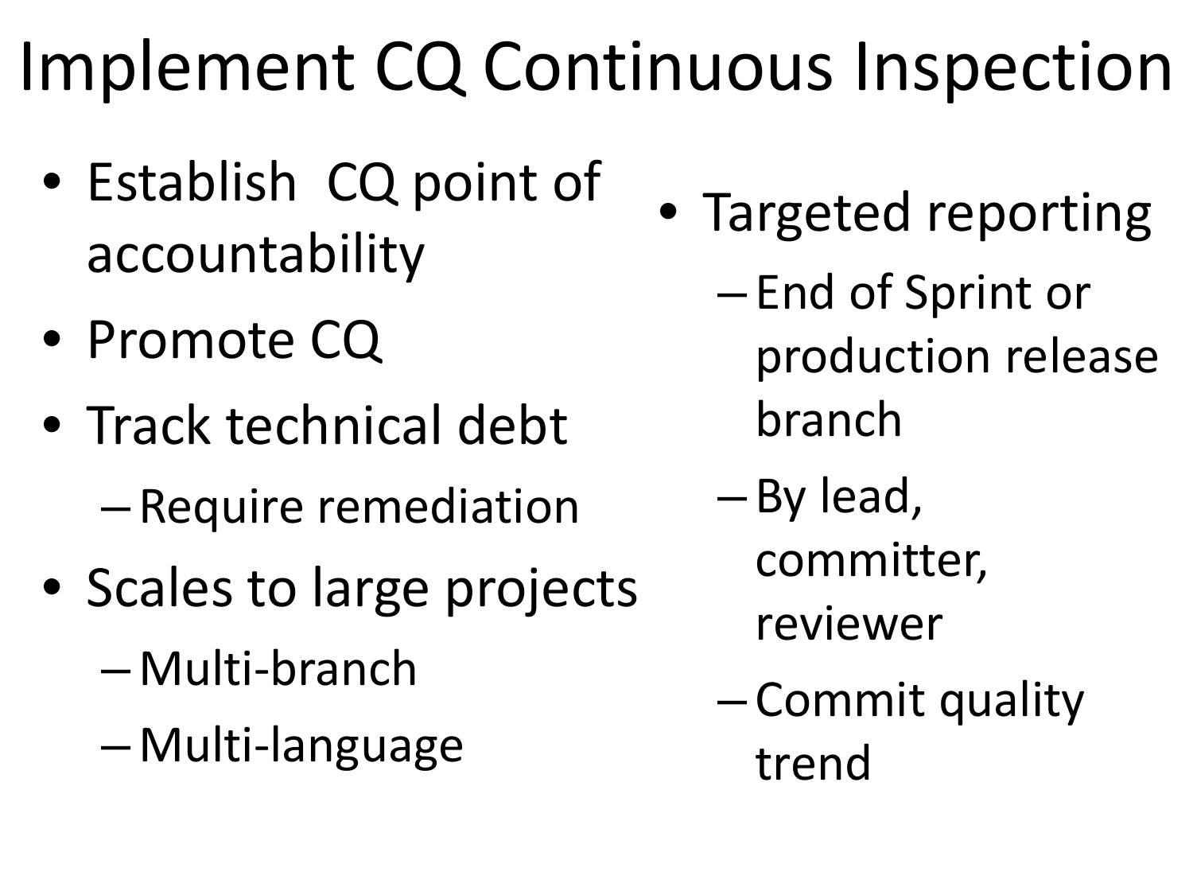# Implement CQ Continuous Inspection

- Establish CQ point of accountability
- Promote CQ
- Track technical debt
  - Require remediation
- Scales to large projects
  - Multi-branch
  - Multi-language
- Targeted reporting
  - End of Sprint or production release branch
  - By lead, committer, reviewer
  - Commit quality trend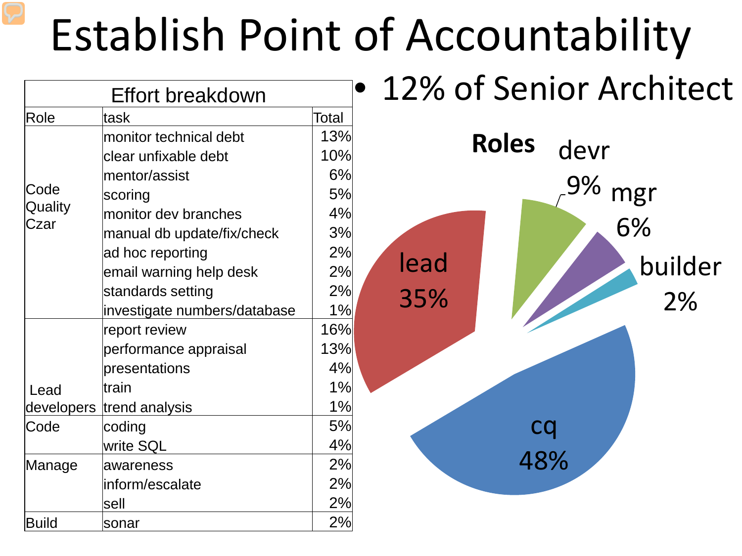# Establish Point of Accountability

| Effort breakdown | | |
|---|---|---|
| Role | task | Total |
| Code Quality Czar | monitor technical debt | 13% |
| | clear unfixable debt | 10% |
| | mentor/assist | 6% |
| | scoring | 5% |
| | monitor dev branches | 4% |
| | manual db update/fix/check | 3% |
| | ad hoc reporting | 2% |
| | email warning help desk | 2% |
| | standards setting | 2% |
| | investigate numbers/database | 1% |
| Lead developers | report review | 16% |
| | performance appraisal | 13% |
| | presentations | 4% |
| | train | 1% |
| | trend analysis | 1% |
| Code | coding | 5% |
| | write SQL | 4% |
| Manage | awareness | 2% |
| | inform/escalate | 2% |
| | sell | 2% |
| Build | sonar | 2% |

- 12% of Senior Architect

**Roles**

- devr 9%
- mgr 6%
- builder 2%
- lead 35%
- cq 48%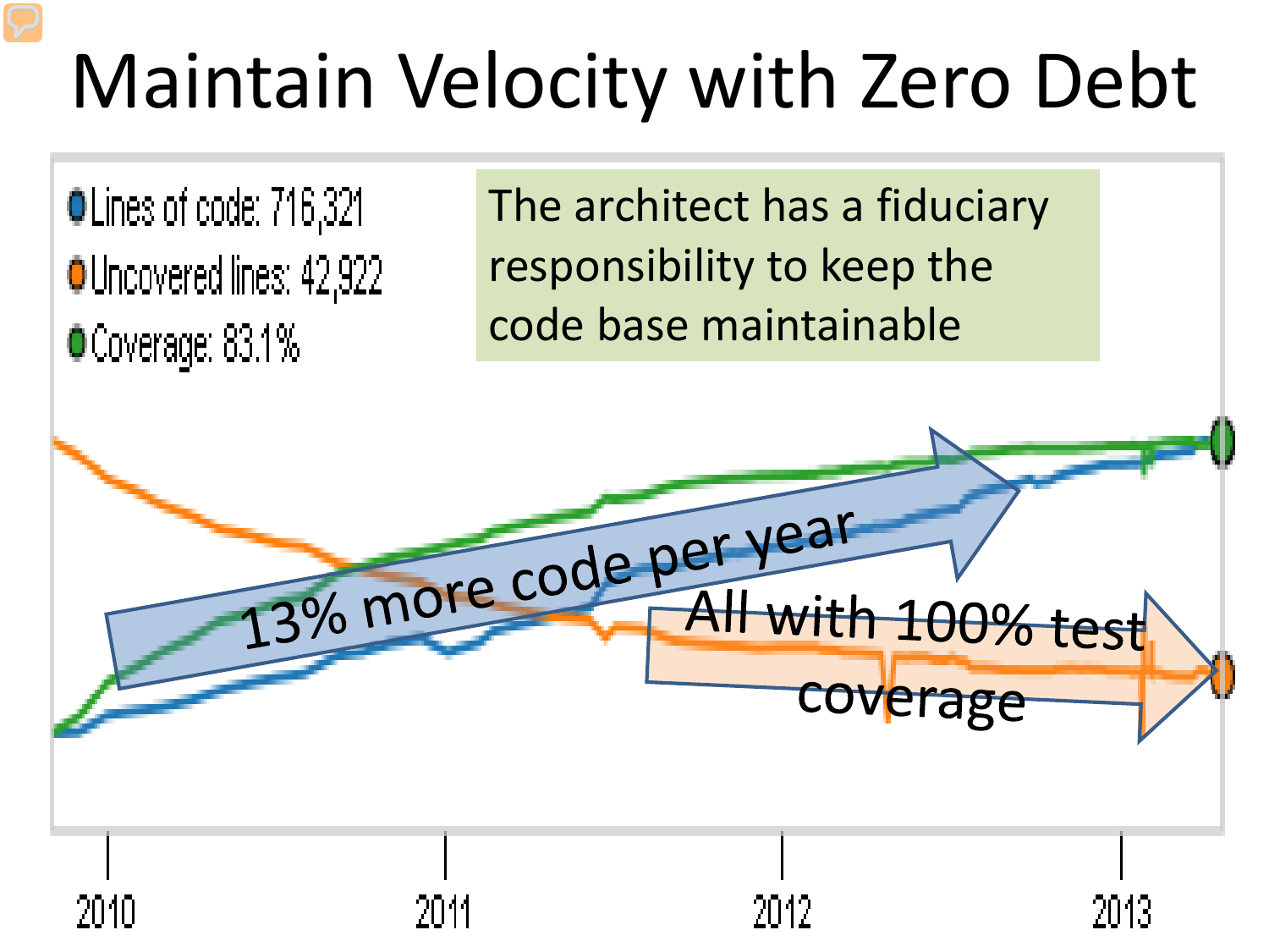# Maintain Velocity with Zero Debt

- Lines of code: 716,321
- Uncovered lines: 42,922
- Coverage: 83.1%

The architect has a fiduciary responsibility to keep the code base maintainable

13% more code per year

All with 100% test coverage

2010 2011 2012 2013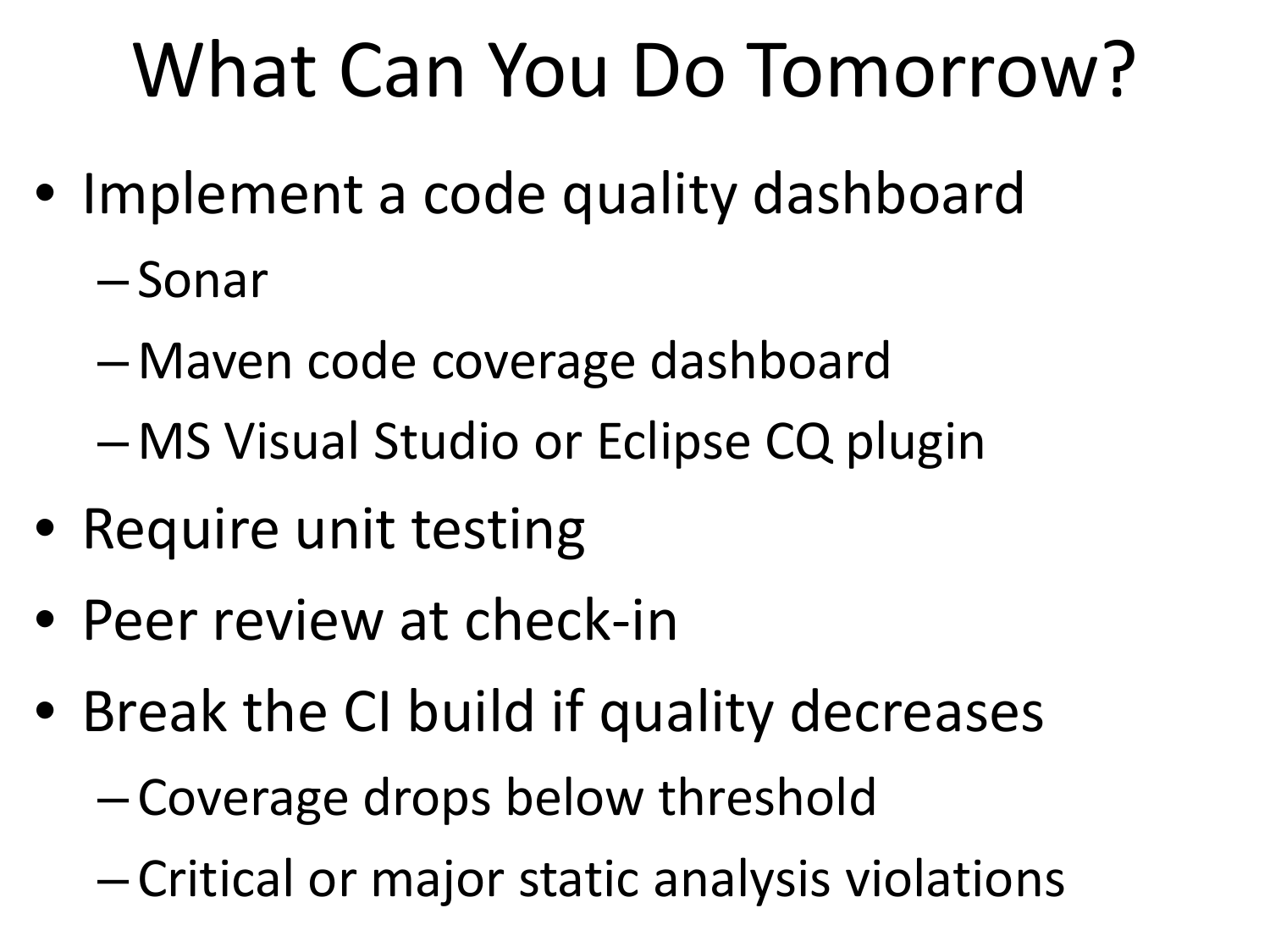# What Can You Do Tomorrow?

- Implement a code quality dashboard
  - Sonar
  - Maven code coverage dashboard
  - MS Visual Studio or Eclipse CQ plugin
- Require unit testing
- Peer review at check-in
- Break the CI build if quality decreases
  - Coverage drops below threshold
  - Critical or major static analysis violations